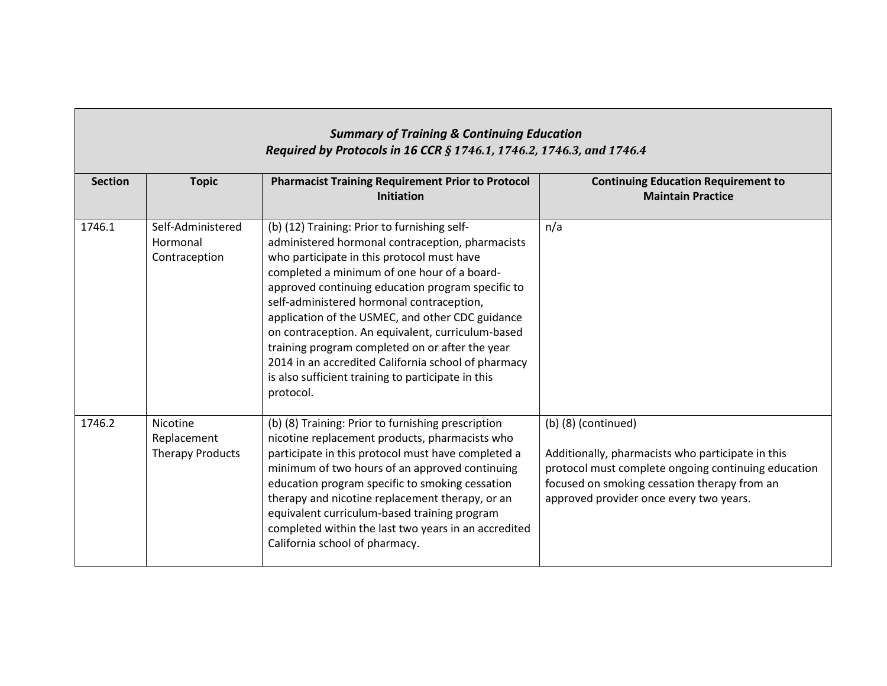| ***Summary of Training & Continuing Education Required by Protocols in 16 CCR § 1746.1, 1746.2, 1746.3, and 1746.4*** | | | |
|---|---|---|---|
| **Section** | **Topic** | **Pharmacist Training Requirement Prior to Protocol Initiation** | **Continuing Education Requirement to Maintain Practice** |
| 1746.1 | Self-Administered Hormonal Contraception | (b) (12) Training: Prior to furnishing self-administered hormonal contraception, pharmacists who participate in this protocol must have completed a minimum of one hour of a board-approved continuing education program specific to self-administered hormonal contraception, application of the USMEC, and other CDC guidance on contraception. An equivalent, curriculum-based training program completed on or after the year 2014 in an accredited California school of pharmacy is also sufficient training to participate in this protocol. | n/a |
| 1746.2 | Nicotine Replacement Therapy Products | (b) (8) Training: Prior to furnishing prescription nicotine replacement products, pharmacists who participate in this protocol must have completed a minimum of two hours of an approved continuing education program specific to smoking cessation therapy and nicotine replacement therapy, or an equivalent curriculum-based training program completed within the last two years in an accredited California school of pharmacy. | (b) (8) (continued)<br><br>Additionally, pharmacists who participate in this protocol must complete ongoing continuing education focused on smoking cessation therapy from an approved provider once every two years. |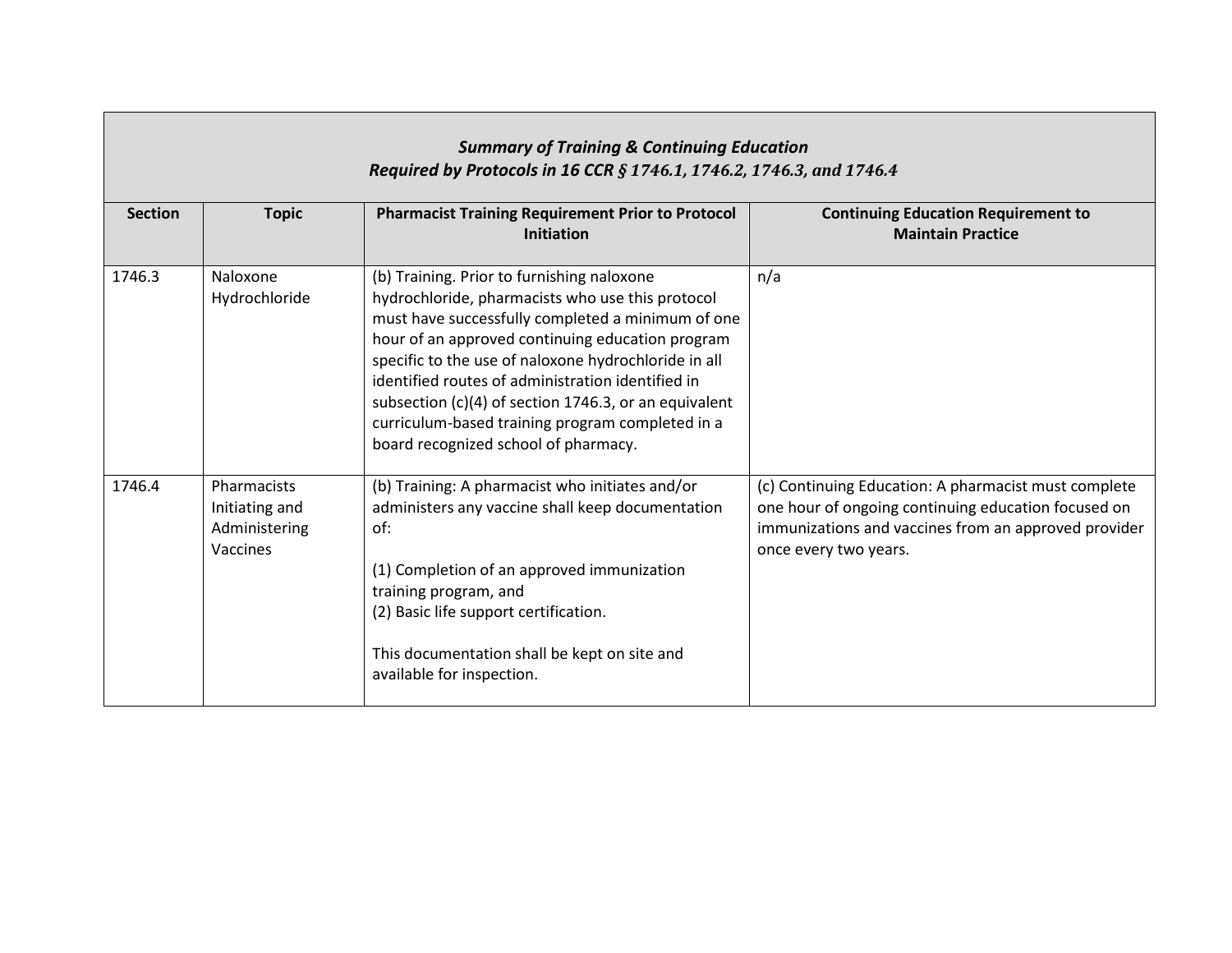| ***Summary of Training & Continuing Education Required by Protocols in 16 CCR § 1746.1, 1746.2, 1746.3, and 1746.4*** | | | |
|---|---|---|---|
| **Section** | **Topic** | **Pharmacist Training Requirement Prior to Protocol Initiation** | **Continuing Education Requirement to Maintain Practice** |
| 1746.3 | Naloxone Hydrochloride | (b) Training. Prior to furnishing naloxone hydrochloride, pharmacists who use this protocol must have successfully completed a minimum of one hour of an approved continuing education program specific to the use of naloxone hydrochloride in all identified routes of administration identified in subsection (c)(4) of section 1746.3, or an equivalent curriculum-based training program completed in a board recognized school of pharmacy. | n/a |
| 1746.4 | Pharmacists Initiating and Administering Vaccines | (b) Training: A pharmacist who initiates and/or administers any vaccine shall keep documentation of:<br><br>(1) Completion of an approved immunization training program, and<br>(2) Basic life support certification.<br><br>This documentation shall be kept on site and available for inspection. | (c) Continuing Education: A pharmacist must complete one hour of ongoing continuing education focused on immunizations and vaccines from an approved provider once every two years. |